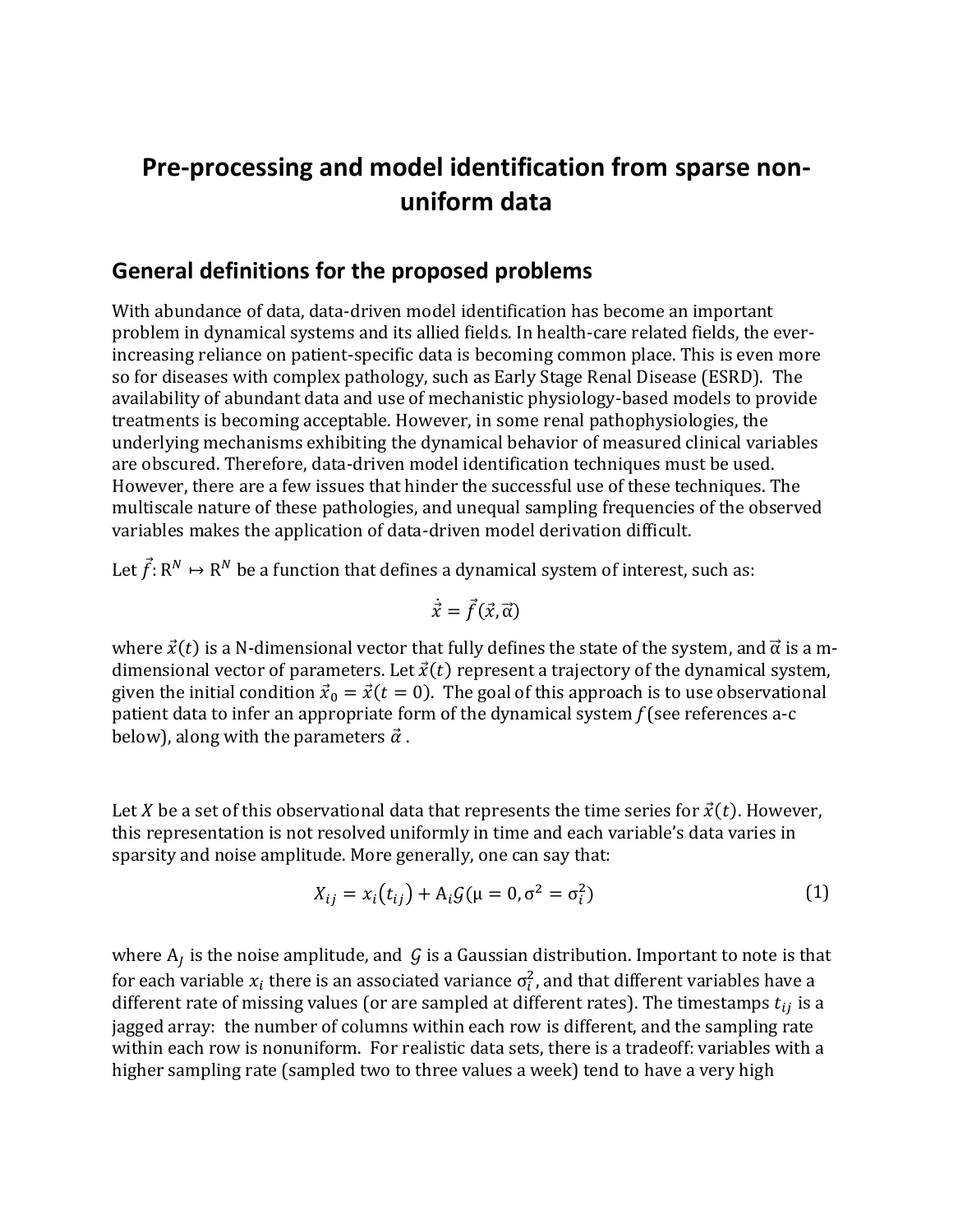# Pre-processing and model identification from sparse non-uniform data

## General definitions for the proposed problems

With abundance of data, data-driven model identification has become an important problem in dynamical systems and its allied fields. In health-care related fields, the ever-increasing reliance on patient-specific data is becoming common place. This is even more so for diseases with complex pathology, such as Early Stage Renal Disease (ESRD). The availability of abundant data and use of mechanistic physiology-based models to provide treatments is becoming acceptable. However, in some renal pathophysiologies, the underlying mechanisms exhibiting the dynamical behavior of measured clinical variables are obscured. Therefore, data-driven model identification techniques must be used. However, there are a few issues that hinder the successful use of these techniques. The multiscale nature of these pathologies, and unequal sampling frequencies of the observed variables makes the application of data-driven model derivation difficult.

Let $\vec{f}: \mathrm{R}^N \mapsto \mathrm{R}^N$ be a function that defines a dynamical system of interest, such as:

$$\dot{\vec{x}} = \vec{f}(\vec{x}, \vec{\alpha})$$

where $\vec{x}(t)$ is a N-dimensional vector that fully defines the state of the system, and $\vec{\alpha}$ is a m-dimensional vector of parameters. Let $\vec{x}(t)$ represent a trajectory of the dynamical system, given the initial condition $\vec{x}_0 = \vec{x}(t = 0)$. The goal of this approach is to use observational patient data to infer an appropriate form of the dynamical system $f$ (see references a-c below), along with the parameters $\vec{\alpha}$ .

Let $X$ be a set of this observational data that represents the time series for $\vec{x}(t)$. However, this representation is not resolved uniformly in time and each variable's data varies in sparsity and noise amplitude. More generally, one can say that:

$$X_{ij} = x_i(t_{ij}) + \mathrm{A}_i \mathcal{G}(\mu = 0, \sigma^2 = \sigma_i^2) \tag{1}$$

where $\mathrm{A}_j$ is the noise amplitude, and $\mathcal{G}$ is a Gaussian distribution. Important to note is that for each variable $x_i$ there is an associated variance $\sigma_i^2$, and that different variables have a different rate of missing values (or are sampled at different rates). The timestamps $t_{ij}$ is a jagged array: the number of columns within each row is different, and the sampling rate within each row is nonuniform. For realistic data sets, there is a tradeoff: variables with a higher sampling rate (sampled two to three values a week) tend to have a very high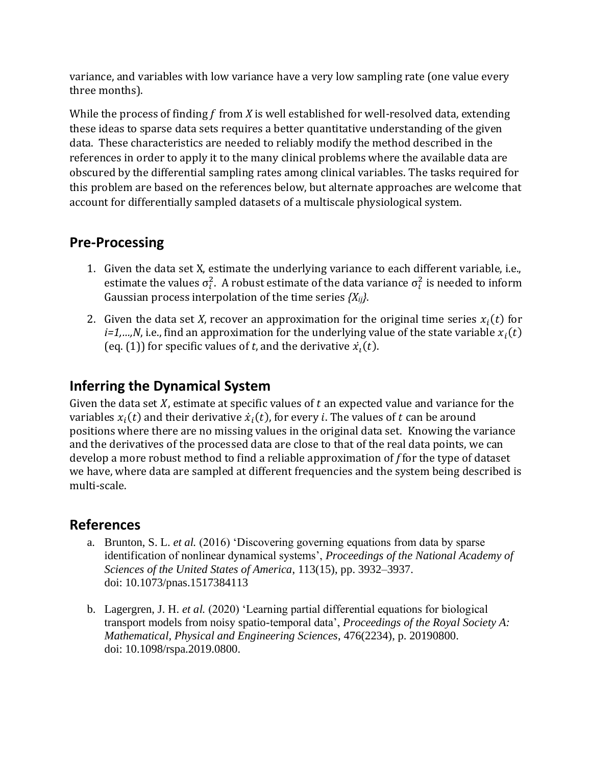variance, and variables with low variance have a very low sampling rate (one value every three months).

While the process of finding $f$ from $X$ is well established for well-resolved data, extending these ideas to sparse data sets requires a better quantitative understanding of the given data. These characteristics are needed to reliably modify the method described in the references in order to apply it to the many clinical problems where the available data are obscured by the differential sampling rates among clinical variables. The tasks required for this problem are based on the references below, but alternate approaches are welcome that account for differentially sampled datasets of a multiscale physiological system.

## Pre-Processing

1. Given the data set X, estimate the underlying variance to each different variable, i.e., estimate the values $\sigma_i^2$. A robust estimate of the data variance $\sigma_i^2$ is needed to inform Gaussian process interpolation of the time series $\{X_{ij}\}$.
2. Given the data set $X$, recover an approximation for the original time series $x_i(t)$ for $i=1,\ldots,N$, i.e., find an approximation for the underlying value of the state variable $x_i(t)$ (eq. (1)) for specific values of $t$, and the derivative $\dot{x}_i(t)$.

## Inferring the Dynamical System

Given the data set $X$, estimate at specific values of $t$ an expected value and variance for the variables $x_i(t)$ and their derivative $\dot{x}_i(t)$, for every $i$. The values of $t$ can be around positions where there are no missing values in the original data set. Knowing the variance and the derivatives of the processed data are close to that of the real data points, we can develop a more robust method to find a reliable approximation of $f$ for the type of dataset we have, where data are sampled at different frequencies and the system being described is multi-scale.

## References

a. Brunton, S. L. *et al.* (2016) 'Discovering governing equations from data by sparse identification of nonlinear dynamical systems', *Proceedings of the National Academy of Sciences of the United States of America*, 113(15), pp. 3932–3937. doi: 10.1073/pnas.1517384113

b. Lagergren, J. H. *et al.* (2020) 'Learning partial differential equations for biological transport models from noisy spatio-temporal data', *Proceedings of the Royal Society A: Mathematical, Physical and Engineering Sciences*, 476(2234), p. 20190800. doi: 10.1098/rspa.2019.0800.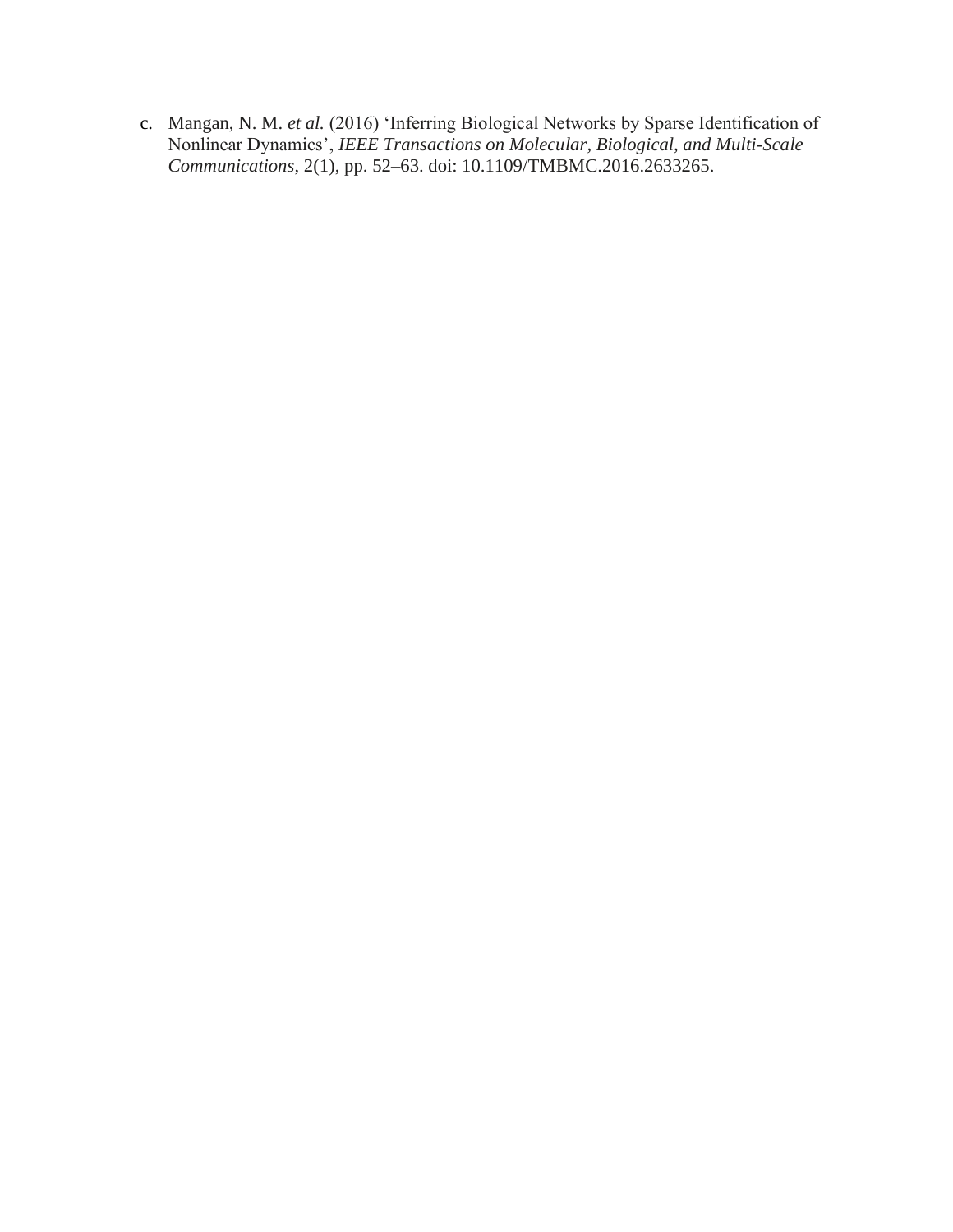c. Mangan, N. M. *et al.* (2016) 'Inferring Biological Networks by Sparse Identification of Nonlinear Dynamics', *IEEE Transactions on Molecular, Biological, and Multi-Scale Communications*, 2(1), pp. 52–63. doi: 10.1109/TMBMC.2016.2633265.